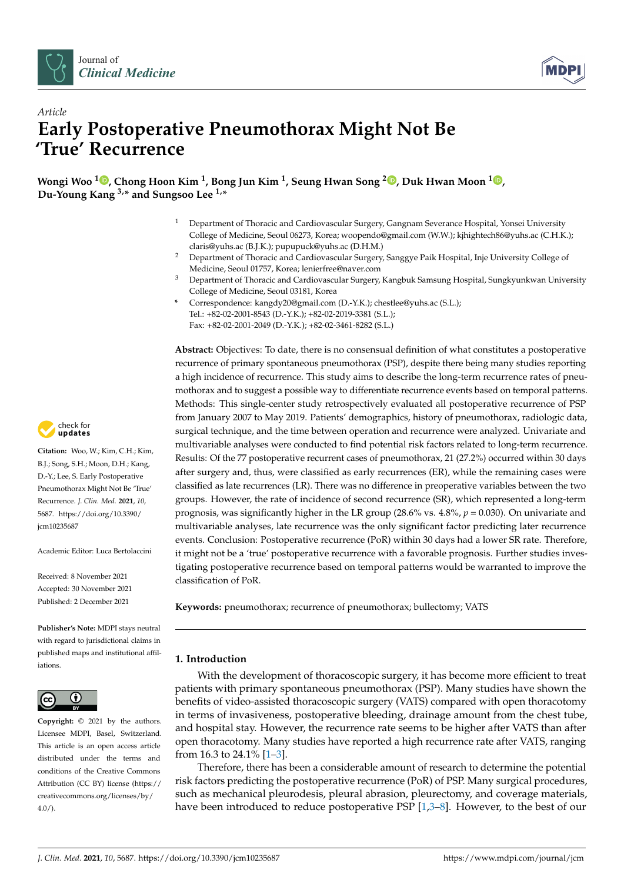Article

# Early Postoperative Pneumothorax Might Not Be 'True' Recurrence

**Wongi Woo [1], Chong Hoon Kim [1], Bong Jun Kim [1], Seung Hwan Song [2], Duk Hwan Moon [1], Du-Young Kang [3,*] and Sungsoo Lee [1,*]**

[1] Department of Thoracic and Cardiovascular Surgery, Gangnam Severance Hospital, Yonsei University College of Medicine, Seoul 06273, Korea; woopendo@gmail.com (W.W.); kjhightech86@yuhs.ac (C.H.K.); claris@yuhs.ac (B.J.K.); pupupuck@yuhs.ac (D.H.M.)

[2] Department of Thoracic and Cardiovascular Surgery, Sanggye Paik Hospital, Inje University College of Medicine, Seoul 01757, Korea; lenierfree@naver.com

[3] Department of Thoracic and Cardiovascular Surgery, Kangbuk Samsung Hospital, Sungkyunkwan University College of Medicine, Seoul 03181, Korea

[*] Correspondence: kangdy20@gmail.com (D.-Y.K.); chestlee@yuhs.ac (S.L.); Tel.: +82-02-2001-8543 (D.-Y.K.); +82-02-2019-3381 (S.L.); Fax: +82-02-2001-2049 (D.-Y.K.); +82-02-3461-8282 (S.L.)

**Abstract:** Objectives: To date, there is no consensual definition of what constitutes a postoperative recurrence of primary spontaneous pneumothorax (PSP), despite there being many studies reporting a high incidence of recurrence. This study aims to describe the long-term recurrence rates of pneumothorax and to suggest a possible way to differentiate recurrence events based on temporal patterns. Methods: This single-center study retrospectively evaluated all postoperative recurrence of PSP from January 2007 to May 2019. Patients' demographics, history of pneumothorax, radiologic data, surgical technique, and the time between operation and recurrence were analyzed. Univariate and multivariable analyses were conducted to find potential risk factors related to long-term recurrence. Results: Of the 77 postoperative recurrent cases of pneumothorax, 21 (27.2%) occurred within 30 days after surgery and, thus, were classified as early recurrences (ER), while the remaining cases were classified as late recurrences (LR). There was no difference in preoperative variables between the two groups. However, the rate of incidence of second recurrence (SR), which represented a long-term prognosis, was significantly higher in the LR group (28.6% vs. 4.8%, $p = 0.030$). On univariate and multivariable analyses, late recurrence was the only significant factor predicting later recurrence events. Conclusion: Postoperative recurrence (PoR) within 30 days had a lower SR rate. Therefore, it might not be a 'true' postoperative recurrence with a favorable prognosis. Further studies investigating postoperative recurrence based on temporal patterns would be warranted to improve the classification of PoR.

**Keywords:** pneumothorax; recurrence of pneumothorax; bullectomy; VATS

**Citation:** Woo, W.; Kim, C.H.; Kim, B.J.; Song, S.H.; Moon, D.H.; Kang, D.-Y.; Lee, S. Early Postoperative Pneumothorax Might Not Be 'True' Recurrence. *J. Clin. Med.* **2021**, *10*, 5687. https://doi.org/10.3390/jcm10235687

Academic Editor: Luca Bertolaccini

Received: 8 November 2021
Accepted: 30 November 2021
Published: 2 December 2021

**Publisher's Note:** MDPI stays neutral with regard to jurisdictional claims in published maps and institutional affiliations.

**Copyright:** © 2021 by the authors. Licensee MDPI, Basel, Switzerland. This article is an open access article distributed under the terms and conditions of the Creative Commons Attribution (CC BY) license (https://creativecommons.org/licenses/by/4.0/).

## 1. Introduction

With the development of thoracoscopic surgery, it has become more efficient to treat patients with primary spontaneous pneumothorax (PSP). Many studies have shown the benefits of video-assisted thoracoscopic surgery (VATS) compared with open thoracotomy in terms of invasiveness, postoperative bleeding, drainage amount from the chest tube, and hospital stay. However, the recurrence rate seems to be higher after VATS than after open thoracotomy. Many studies have reported a high recurrence rate after VATS, ranging from 16.3 to 24.1% [1–3].

Therefore, there has been a considerable amount of research to determine the potential risk factors predicting the postoperative recurrence (PoR) of PSP. Many surgical procedures, such as mechanical pleurodesis, pleural abrasion, pleurectomy, and coverage materials, have been introduced to reduce postoperative PSP [1,3–8]. However, to the best of our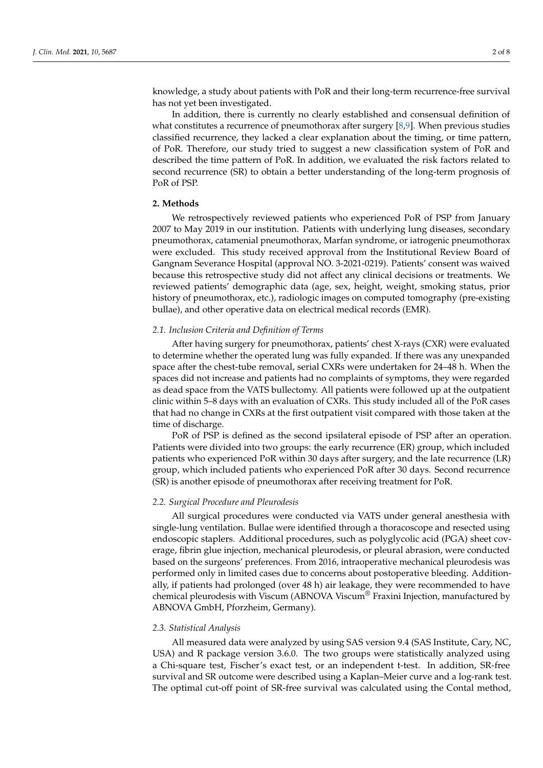knowledge, a study about patients with PoR and their long-term recurrence-free survival has not yet been investigated.

In addition, there is currently no clearly established and consensual definition of what constitutes a recurrence of pneumothorax after surgery [8,9]. When previous studies classified recurrence, they lacked a clear explanation about the timing, or time pattern, of PoR. Therefore, our study tried to suggest a new classification system of PoR and described the time pattern of PoR. In addition, we evaluated the risk factors related to second recurrence (SR) to obtain a better understanding of the long-term prognosis of PoR of PSP.

## 2. Methods

We retrospectively reviewed patients who experienced PoR of PSP from January 2007 to May 2019 in our institution. Patients with underlying lung diseases, secondary pneumothorax, catamenial pneumothorax, Marfan syndrome, or iatrogenic pneumothorax were excluded. This study received approval from the Institutional Review Board of Gangnam Severance Hospital (approval NO. 3-2021-0219). Patients' consent was waived because this retrospective study did not affect any clinical decisions or treatments. We reviewed patients' demographic data (age, sex, height, weight, smoking status, prior history of pneumothorax, etc.), radiologic images on computed tomography (pre-existing bullae), and other operative data on electrical medical records (EMR).

### 2.1. Inclusion Criteria and Definition of Terms

After having surgery for pneumothorax, patients' chest X-rays (CXR) were evaluated to determine whether the operated lung was fully expanded. If there was any unexpanded space after the chest-tube removal, serial CXRs were undertaken for 24–48 h. When the spaces did not increase and patients had no complaints of symptoms, they were regarded as dead space from the VATS bullectomy. All patients were followed up at the outpatient clinic within 5–8 days with an evaluation of CXRs. This study included all of the PoR cases that had no change in CXRs at the first outpatient visit compared with those taken at the time of discharge.

PoR of PSP is defined as the second ipsilateral episode of PSP after an operation. Patients were divided into two groups: the early recurrence (ER) group, which included patients who experienced PoR within 30 days after surgery, and the late recurrence (LR) group, which included patients who experienced PoR after 30 days. Second recurrence (SR) is another episode of pneumothorax after receiving treatment for PoR.

### 2.2. Surgical Procedure and Pleurodesis

All surgical procedures were conducted via VATS under general anesthesia with single-lung ventilation. Bullae were identified through a thoracoscope and resected using endoscopic staplers. Additional procedures, such as polyglycolic acid (PGA) sheet coverage, fibrin glue injection, mechanical pleurodesis, or pleural abrasion, were conducted based on the surgeons' preferences. From 2016, intraoperative mechanical pleurodesis was performed only in limited cases due to concerns about postoperative bleeding. Additionally, if patients had prolonged (over 48 h) air leakage, they were recommended to have chemical pleurodesis with Viscum (ABNOVA Viscum® Fraxini Injection, manufactured by ABNOVA GmbH, Pforzheim, Germany).

### 2.3. Statistical Analysis

All measured data were analyzed by using SAS version 9.4 (SAS Institute, Cary, NC, USA) and R package version 3.6.0. The two groups were statistically analyzed using a Chi-square test, Fischer's exact test, or an independent t-test. In addition, SR-free survival and SR outcome were described using a Kaplan–Meier curve and a log-rank test. The optimal cut-off point of SR-free survival was calculated using the Contal method,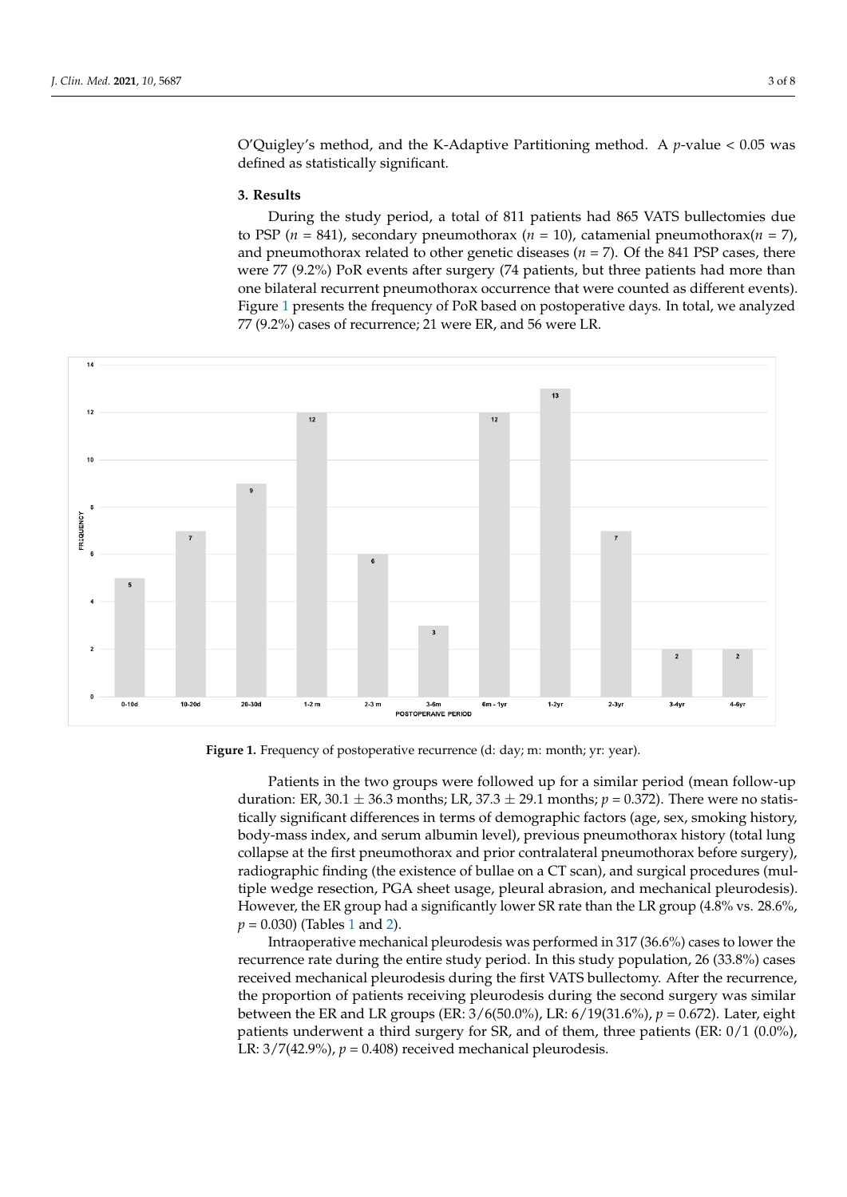O'Quigley's method, and the K-Adaptive Partitioning method. A $p$-value < 0.05 was defined as statistically significant.

## 3. Results

During the study period, a total of 811 patients had 865 VATS bullectomies due to PSP ($n$ = 841), secondary pneumothorax ($n$ = 10), catamenial pneumothorax($n$ = 7), and pneumothorax related to other genetic diseases ($n$ = 7). Of the 841 PSP cases, there were 77 (9.2%) PoR events after surgery (74 patients, but three patients had more than one bilateral recurrent pneumothorax occurrence that were counted as different events). Figure 1 presents the frequency of PoR based on postoperative days. In total, we analyzed 77 (9.2%) cases of recurrence; 21 were ER, and 56 were LR.

**Figure 1.** Frequency of postoperative recurrence (d: day; m: month; yr: year).

Patients in the two groups were followed up for a similar period (mean follow-up duration: ER, 30.1 ± 36.3 months; LR, 37.3 ± 29.1 months; $p$ = 0.372). There were no statistically significant differences in terms of demographic factors (age, sex, smoking history, body-mass index, and serum albumin level), previous pneumothorax history (total lung collapse at the first pneumothorax and prior contralateral pneumothorax before surgery), radiographic finding (the existence of bullae on a CT scan), and surgical procedures (multiple wedge resection, PGA sheet usage, pleural abrasion, and mechanical pleurodesis). However, the ER group had a significantly lower SR rate than the LR group (4.8% vs. 28.6%, $p$ = 0.030) (Tables 1 and 2).

Intraoperative mechanical pleurodesis was performed in 317 (36.6%) cases to lower the recurrence rate during the entire study period. In this study population, 26 (33.8%) cases received mechanical pleurodesis during the first VATS bullectomy. After the recurrence, the proportion of patients receiving pleurodesis during the second surgery was similar between the ER and LR groups (ER: 3/6(50.0%), LR: 6/19(31.6%), $p$ = 0.672). Later, eight patients underwent a third surgery for SR, and of them, three patients (ER: 0/1 (0.0%), LR: 3/7(42.9%), $p$ = 0.408) received mechanical pleurodesis.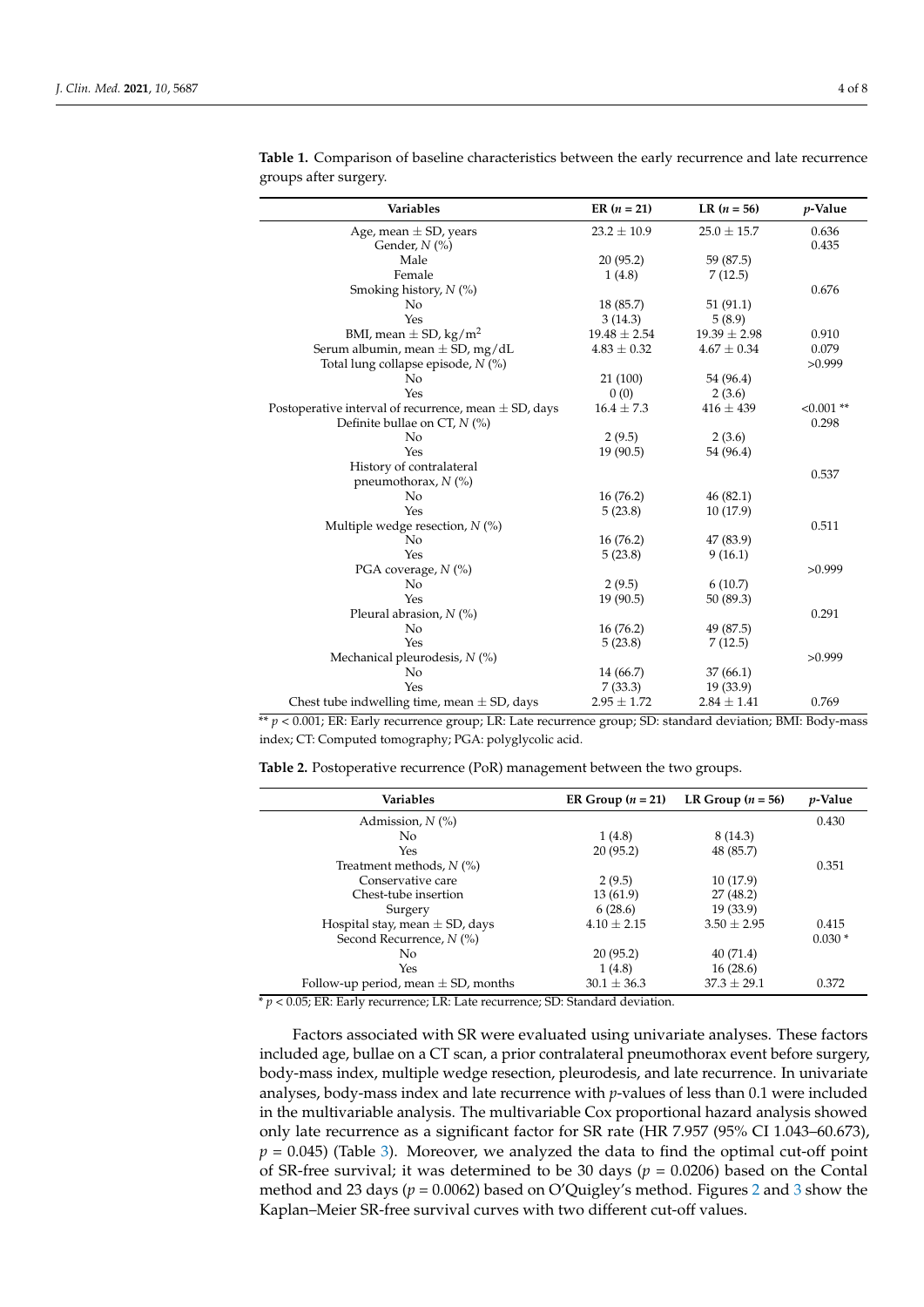**Table 1.** Comparison of baseline characteristics between the early recurrence and late recurrence groups after surgery.

| Variables | ER ($n$ = 21) | LR ($n$ = 56) | $p$-Value |
|---|---|---|---|
| Age, mean ± SD, years | 23.2 ± 10.9 | 25.0 ± 15.7 | 0.636 |
| Gender, $N$ (%) | | | 0.435 |
| Male | 20 (95.2) | 59 (87.5) | |
| Female | 1 (4.8) | 7 (12.5) | |
| Smoking history, $N$ (%) | | | 0.676 |
| No | 18 (85.7) | 51 (91.1) | |
| Yes | 3 (14.3) | 5 (8.9) | |
| BMI, mean ± SD, kg/m$^2$ | 19.48 ± 2.54 | 19.39 ± 2.98 | 0.910 |
| Serum albumin, mean ± SD, mg/dL | 4.83 ± 0.32 | 4.67 ± 0.34 | 0.079 |
| Total lung collapse episode, $N$ (%) | | | >0.999 |
| No | 21 (100) | 54 (96.4) | |
| Yes | 0 (0) | 2 (3.6) | |
| Postoperative interval of recurrence, mean ± SD, days | 16.4 ± 7.3 | 416 ± 439 | <0.001 ** |
| Definite bullae on CT, $N$ (%) | | | 0.298 |
| No | 2 (9.5) | 2 (3.6) | |
| Yes | 19 (90.5) | 54 (96.4) | |
| History of contralateral pneumothorax, $N$ (%) | | | 0.537 |
| No | 16 (76.2) | 46 (82.1) | |
| Yes | 5 (23.8) | 10 (17.9) | |
| Multiple wedge resection, $N$ (%) | | | 0.511 |
| No | 16 (76.2) | 47 (83.9) | |
| Yes | 5 (23.8) | 9 (16.1) | |
| PGA coverage, $N$ (%) | | | >0.999 |
| No | 2 (9.5) | 6 (10.7) | |
| Yes | 19 (90.5) | 50 (89.3) | |
| Pleural abrasion, $N$ (%) | | | 0.291 |
| No | 16 (76.2) | 49 (87.5) | |
| Yes | 5 (23.8) | 7 (12.5) | |
| Mechanical pleurodesis, $N$ (%) | | | >0.999 |
| No | 14 (66.7) | 37 (66.1) | |
| Yes | 7 (33.3) | 19 (33.9) | |
| Chest tube indwelling time, mean ± SD, days | 2.95 ± 1.72 | 2.84 ± 1.41 | 0.769 |

** $p < 0.001$; ER: Early recurrence group; LR: Late recurrence group; SD: standard deviation; BMI: Body-mass index; CT: Computed tomography; PGA: polyglycolic acid.

**Table 2.** Postoperative recurrence (PoR) management between the two groups.

| Variables | ER Group ($n$ = 21) | LR Group ($n$ = 56) | $p$-Value |
|---|---|---|---|
| Admission, $N$ (%) | | | 0.430 |
| No | 1 (4.8) | 8 (14.3) | |
| Yes | 20 (95.2) | 48 (85.7) | |
| Treatment methods, $N$ (%) | | | 0.351 |
| Conservative care | 2 (9.5) | 10 (17.9) | |
| Chest-tube insertion | 13 (61.9) | 27 (48.2) | |
| Surgery | 6 (28.6) | 19 (33.9) | |
| Hospital stay, mean ± SD, days | 4.10 ± 2.15 | 3.50 ± 2.95 | 0.415 |
| Second Recurrence, $N$ (%) | | | 0.030 * |
| No | 20 (95.2) | 40 (71.4) | |
| Yes | 1 (4.8) | 16 (28.6) | |
| Follow-up period, mean ± SD, months | 30.1 ± 36.3 | 37.3 ± 29.1 | 0.372 |

* $p < 0.05$; ER: Early recurrence; LR: Late recurrence; SD: Standard deviation.

Factors associated with SR were evaluated using univariate analyses. These factors included age, bullae on a CT scan, a prior contralateral pneumothorax event before surgery, body-mass index, multiple wedge resection, pleurodesis, and late recurrence. In univariate analyses, body-mass index and late recurrence with $p$-values of less than 0.1 were included in the multivariable analysis. The multivariable Cox proportional hazard analysis showed only late recurrence as a significant factor for SR rate (HR 7.957 (95% CI 1.043–60.673), $p = 0.045$) (Table 3). Moreover, we analyzed the data to find the optimal cut-off point of SR-free survival; it was determined to be 30 days ($p = 0.0206$) based on the Contal method and 23 days ($p = 0.0062$) based on O'Quigley's method. Figures 2 and 3 show the Kaplan–Meier SR-free survival curves with two different cut-off values.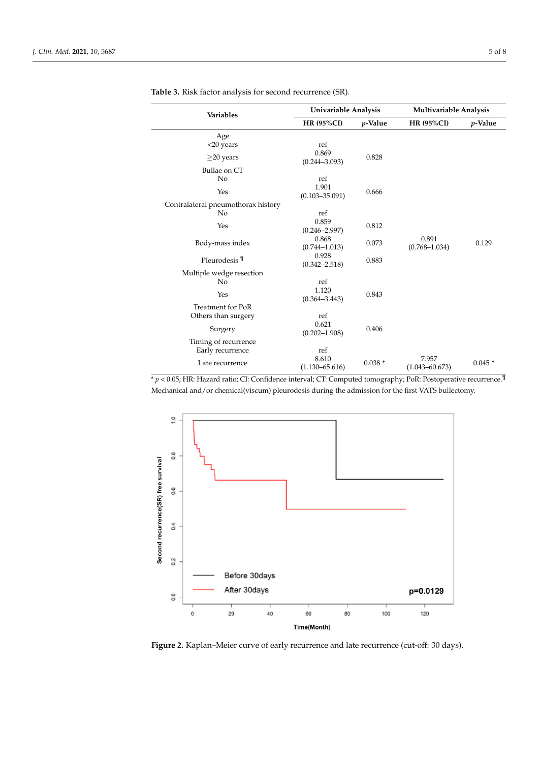**Table 3.** Risk factor analysis for second recurrence (SR).

| Variables | Univariable Analysis | | Multivariable Analysis | |
|---|---|---|---|---|
| | HR (95%CI) | *p*-Value | HR (95%CI) | *p*-Value |
| Age | | | | |
| <20 years | ref | | | |
| ≥20 years | 0.869 (0.244–3.093) | 0.828 | | |
| Bullae on CT | | | | |
| No | ref | | | |
| Yes | 1.901 (0.103–35.091) | 0.666 | | |
| Contralateral pneumothorax history | | | | |
| No | ref | | | |
| Yes | 0.859 (0.246–2.997) | 0.812 | | |
| Body-mass index | 0.868 (0.744–1.013) | 0.073 | 0.891 (0.768–1.034) | 0.129 |
| Pleurodesis ¶ | 0.928 (0.342–2.518) | 0.883 | | |
| Multiple wedge resection | | | | |
| No | ref | | | |
| Yes | 1.120 (0.364–3.443) | 0.843 | | |
| Treatment for PoR | | | | |
| Others than surgery | ref | | | |
| Surgery | 0.621 (0.202–1.908) | 0.406 | | |
| Timing of recurrence | | | | |
| Early recurrence | ref | | | |
| Late recurrence | 8.610 (1.130–65.616) | 0.038 * | 7.957 (1.043–60.673) | 0.045 * |

* $p < 0.05$; HR: Hazard ratio; CI: Confidence interval; CT: Computed tomography; PoR: Postoperative recurrence.¶ Mechanical and/or chemical(viscum) pleurodesis during the admission for the first VATS bullectomy.

**Figure 2.** Kaplan–Meier curve of early recurrence and late recurrence (cut-off: 30 days).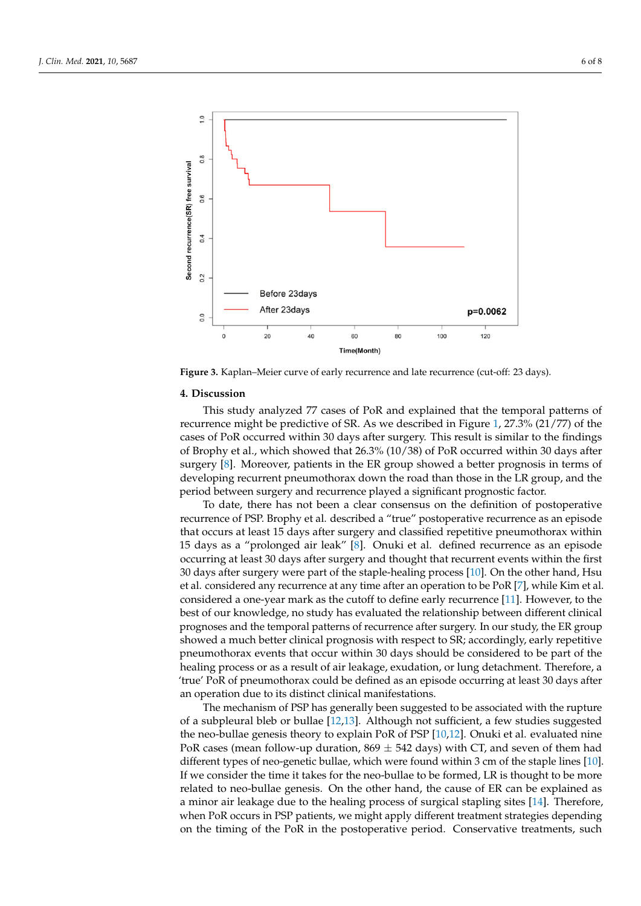Figure 3. Kaplan–Meier curve of early recurrence and late recurrence (cut-off: 23 days).

## 4. Discussion

This study analyzed 77 cases of PoR and explained that the temporal patterns of recurrence might be predictive of SR. As we described in Figure 1, 27.3% (21/77) of the cases of PoR occurred within 30 days after surgery. This result is similar to the findings of Brophy et al., which showed that 26.3% (10/38) of PoR occurred within 30 days after surgery [8]. Moreover, patients in the ER group showed a better prognosis in terms of developing recurrent pneumothorax down the road than those in the LR group, and the period between surgery and recurrence played a significant prognostic factor.

To date, there has not been a clear consensus on the definition of postoperative recurrence of PSP. Brophy et al. described a "true" postoperative recurrence as an episode that occurs at least 15 days after surgery and classified repetitive pneumothorax within 15 days as a "prolonged air leak" [8]. Onuki et al. defined recurrence as an episode occurring at least 30 days after surgery and thought that recurrent events within the first 30 days after surgery were part of the staple-healing process [10]. On the other hand, Hsu et al. considered any recurrence at any time after an operation to be PoR [7], while Kim et al. considered a one-year mark as the cutoff to define early recurrence [11]. However, to the best of our knowledge, no study has evaluated the relationship between different clinical prognoses and the temporal patterns of recurrence after surgery. In our study, the ER group showed a much better clinical prognosis with respect to SR; accordingly, early repetitive pneumothorax events that occur within 30 days should be considered to be part of the healing process or as a result of air leakage, exudation, or lung detachment. Therefore, a 'true' PoR of pneumothorax could be defined as an episode occurring at least 30 days after an operation due to its distinct clinical manifestations.

The mechanism of PSP has generally been suggested to be associated with the rupture of a subpleural bleb or bullae [12,13]. Although not sufficient, a few studies suggested the neo-bullae genesis theory to explain PoR of PSP [10,12]. Onuki et al. evaluated nine PoR cases (mean follow-up duration, 869 ± 542 days) with CT, and seven of them had different types of neo-genetic bullae, which were found within 3 cm of the staple lines [10]. If we consider the time it takes for the neo-bullae to be formed, LR is thought to be more related to neo-bullae genesis. On the other hand, the cause of ER can be explained as a minor air leakage due to the healing process of surgical stapling sites [14]. Therefore, when PoR occurs in PSP patients, we might apply different treatment strategies depending on the timing of the PoR in the postoperative period. Conservative treatments, such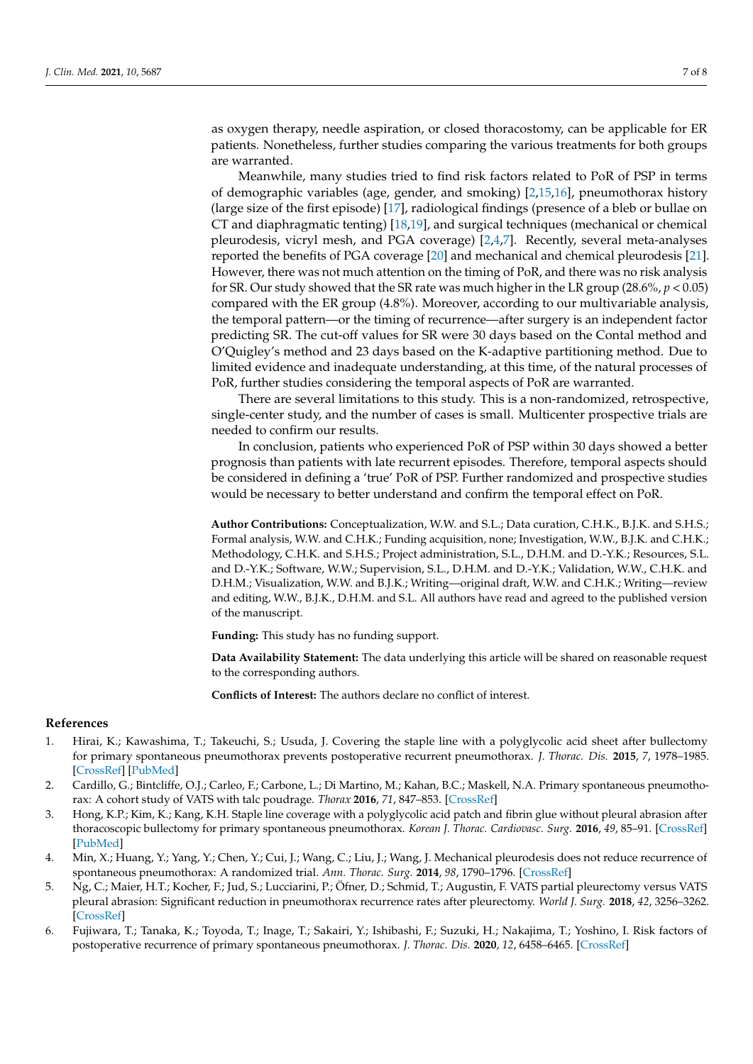as oxygen therapy, needle aspiration, or closed thoracostomy, can be applicable for ER patients. Nonetheless, further studies comparing the various treatments for both groups are warranted.

Meanwhile, many studies tried to find risk factors related to PoR of PSP in terms of demographic variables (age, gender, and smoking) [2,15,16], pneumothorax history (large size of the first episode) [17], radiological findings (presence of a bleb or bullae on CT and diaphragmatic tenting) [18,19], and surgical techniques (mechanical or chemical pleurodesis, vicryl mesh, and PGA coverage) [2,4,7]. Recently, several meta-analyses reported the benefits of PGA coverage [20] and mechanical and chemical pleurodesis [21]. However, there was not much attention on the timing of PoR, and there was no risk analysis for SR. Our study showed that the SR rate was much higher in the LR group (28.6%, $p < 0.05$) compared with the ER group (4.8%). Moreover, according to our multivariable analysis, the temporal pattern—or the timing of recurrence—after surgery is an independent factor predicting SR. The cut-off values for SR were 30 days based on the Contal method and O'Quigley's method and 23 days based on the K-adaptive partitioning method. Due to limited evidence and inadequate understanding, at this time, of the natural processes of PoR, further studies considering the temporal aspects of PoR are warranted.

There are several limitations to this study. This is a non-randomized, retrospective, single-center study, and the number of cases is small. Multicenter prospective trials are needed to confirm our results.

In conclusion, patients who experienced PoR of PSP within 30 days showed a better prognosis than patients with late recurrent episodes. Therefore, temporal aspects should be considered in defining a 'true' PoR of PSP. Further randomized and prospective studies would be necessary to better understand and confirm the temporal effect on PoR.

**Author Contributions:** Conceptualization, W.W. and S.L.; Data curation, C.H.K., B.J.K. and S.H.S.; Formal analysis, W.W. and C.H.K.; Funding acquisition, none; Investigation, W.W., B.J.K. and C.H.K.; Methodology, C.H.K. and S.H.S.; Project administration, S.L., D.H.M. and D.-Y.K.; Resources, S.L. and D.-Y.K.; Software, W.W.; Supervision, S.L., D.H.M. and D.-Y.K.; Validation, W.W., C.H.K. and D.H.M.; Visualization, W.W. and B.J.K.; Writing—original draft, W.W. and C.H.K.; Writing—review and editing, W.W., B.J.K., D.H.M. and S.L. All authors have read and agreed to the published version of the manuscript.

**Funding:** This study has no funding support.

**Data Availability Statement:** The data underlying this article will be shared on reasonable request to the corresponding authors.

**Conflicts of Interest:** The authors declare no conflict of interest.

## References

1. Hirai, K.; Kawashima, T.; Takeuchi, S.; Usuda, J. Covering the staple line with a polyglycolic acid sheet after bullectomy for primary spontaneous pneumothorax prevents postoperative recurrent pneumothorax. *J. Thorac. Dis.* **2015**, *7*, 1978–1985. [CrossRef] [PubMed]
2. Cardillo, G.; Bintcliffe, O.J.; Carleo, F.; Carbone, L.; Di Martino, M.; Kahan, B.C.; Maskell, N.A. Primary spontaneous pneumothorax: A cohort study of VATS with talc poudrage. *Thorax* **2016**, *71*, 847–853. [CrossRef]
3. Hong, K.P.; Kim, K.; Kang, K.H. Staple line coverage with a polyglycolic acid patch and fibrin glue without pleural abrasion after thoracoscopic bullectomy for primary spontaneous pneumothorax. *Korean J. Thorac. Cardiovasc. Surg.* **2016**, *49*, 85–91. [CrossRef] [PubMed]
4. Min, X.; Huang, Y.; Yang, Y.; Chen, Y.; Cui, J.; Wang, C.; Liu, J.; Wang, J. Mechanical pleurodesis does not reduce recurrence of spontaneous pneumothorax: A randomized trial. *Ann. Thorac. Surg.* **2014**, *98*, 1790–1796. [CrossRef]
5. Ng, C.; Maier, H.T.; Kocher, F.; Jud, S.; Lucciarini, P.; Öfner, D.; Schmid, T.; Augustin, F. VATS partial pleurectomy versus VATS pleural abrasion: Significant reduction in pneumothorax recurrence rates after pleurectomy. *World J. Surg.* **2018**, *42*, 3256–3262. [CrossRef]
6. Fujiwara, T.; Tanaka, K.; Toyoda, T.; Inage, T.; Sakairi, Y.; Ishibashi, F.; Suzuki, H.; Nakajima, T.; Yoshino, I. Risk factors of postoperative recurrence of primary spontaneous pneumothorax. *J. Thorac. Dis.* **2020**, *12*, 6458–6465. [CrossRef]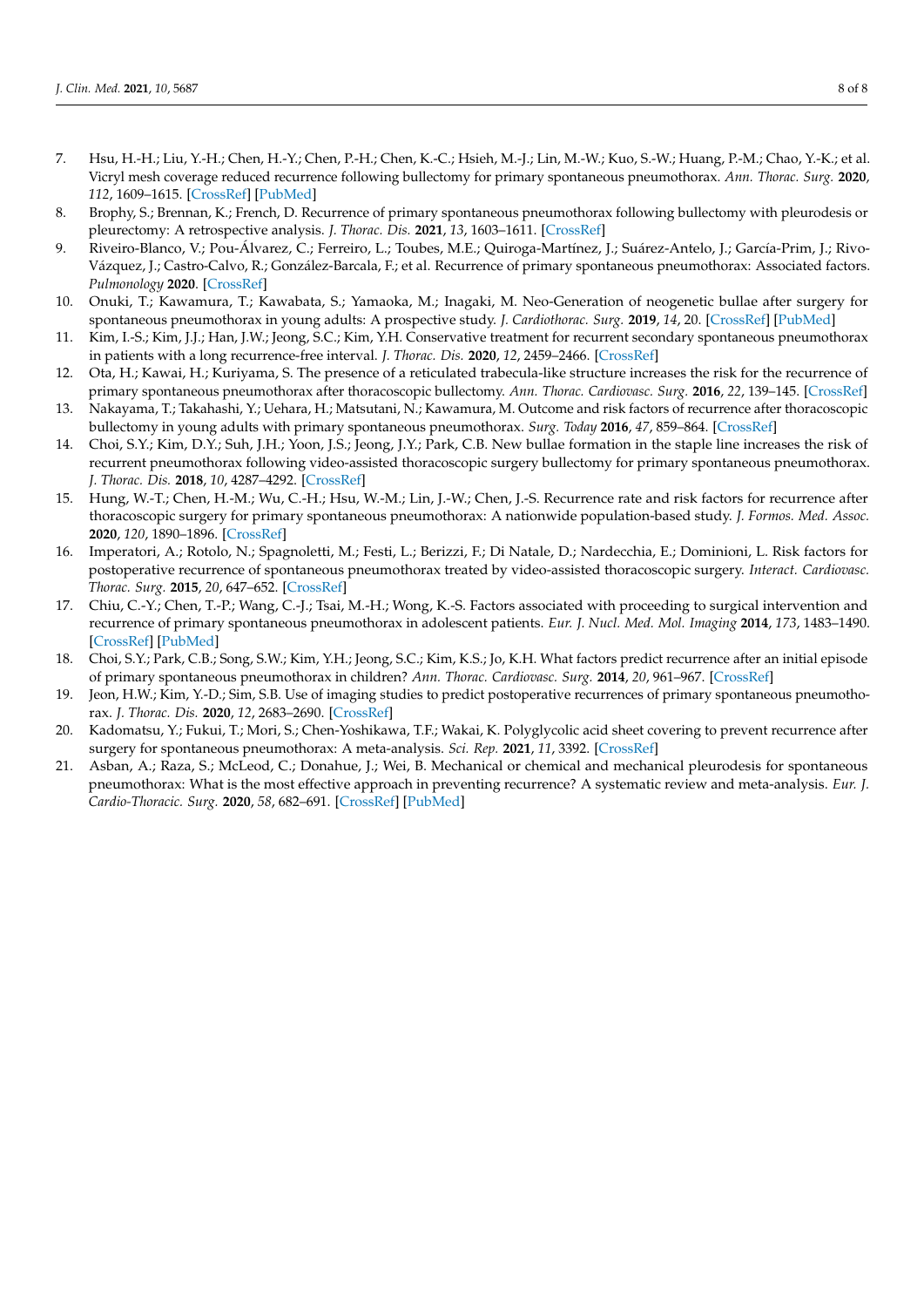7. Hsu, H.-H.; Liu, Y.-H.; Chen, H.-Y.; Chen, P.-H.; Chen, K.-C.; Hsieh, M.-J.; Lin, M.-W.; Kuo, S.-W.; Huang, P.-M.; Chao, Y.-K.; et al. Vicryl mesh coverage reduced recurrence following bullectomy for primary spontaneous pneumothorax. *Ann. Thorac. Surg.* **2020**, *112*, 1609–1615. [CrossRef] [PubMed]
8. Brophy, S.; Brennan, K.; French, D. Recurrence of primary spontaneous pneumothorax following bullectomy with pleurodesis or pleurectomy: A retrospective analysis. *J. Thorac. Dis.* **2021**, *13*, 1603–1611. [CrossRef]
9. Riveiro-Blanco, V.; Pou-Álvarez, C.; Ferreiro, L.; Toubes, M.E.; Quiroga-Martínez, J.; Suárez-Antelo, J.; García-Prim, J.; Rivo-Vázquez, J.; Castro-Calvo, R.; González-Barcala, F.; et al. Recurrence of primary spontaneous pneumothorax: Associated factors. *Pulmonology* **2020**. [CrossRef]
10. Onuki, T.; Kawamura, T.; Kawabata, S.; Yamaoka, M.; Inagaki, M. Neo-Generation of neogenetic bullae after surgery for spontaneous pneumothorax in young adults: A prospective study. *J. Cardiothorac. Surg.* **2019**, *14*, 20. [CrossRef] [PubMed]
11. Kim, I.-S.; Kim, J.J.; Han, J.W.; Jeong, S.C.; Kim, Y.H. Conservative treatment for recurrent secondary spontaneous pneumothorax in patients with a long recurrence-free interval. *J. Thorac. Dis.* **2020**, *12*, 2459–2466. [CrossRef]
12. Ota, H.; Kawai, H.; Kuriyama, S. The presence of a reticulated trabecula-like structure increases the risk for the recurrence of primary spontaneous pneumothorax after thoracoscopic bullectomy. *Ann. Thorac. Cardiovasc. Surg.* **2016**, *22*, 139–145. [CrossRef]
13. Nakayama, T.; Takahashi, Y.; Uehara, H.; Matsutani, N.; Kawamura, M. Outcome and risk factors of recurrence after thoracoscopic bullectomy in young adults with primary spontaneous pneumothorax. *Surg. Today* **2016**, *47*, 859–864. [CrossRef]
14. Choi, S.Y.; Kim, D.Y.; Suh, J.H.; Yoon, J.S.; Jeong, J.Y.; Park, C.B. New bullae formation in the staple line increases the risk of recurrent pneumothorax following video-assisted thoracoscopic surgery bullectomy for primary spontaneous pneumothorax. *J. Thorac. Dis.* **2018**, *10*, 4287–4292. [CrossRef]
15. Hung, W.-T.; Chen, H.-M.; Wu, C.-H.; Hsu, W.-M.; Lin, J.-W.; Chen, J.-S. Recurrence rate and risk factors for recurrence after thoracoscopic surgery for primary spontaneous pneumothorax: A nationwide population-based study. *J. Formos. Med. Assoc.* **2020**, *120*, 1890–1896. [CrossRef]
16. Imperatori, A.; Rotolo, N.; Spagnoletti, M.; Festi, L.; Berizzi, F.; Di Natale, D.; Nardecchia, E.; Dominioni, L. Risk factors for postoperative recurrence of spontaneous pneumothorax treated by video-assisted thoracoscopic surgery. *Interact. Cardiovasc. Thorac. Surg.* **2015**, *20*, 647–652. [CrossRef]
17. Chiu, C.-Y.; Chen, T.-P.; Wang, C.-J.; Tsai, M.-H.; Wong, K.-S. Factors associated with proceeding to surgical intervention and recurrence of primary spontaneous pneumothorax in adolescent patients. *Eur. J. Nucl. Med. Mol. Imaging* **2014**, *173*, 1483–1490. [CrossRef] [PubMed]
18. Choi, S.Y.; Park, C.B.; Song, S.W.; Kim, Y.H.; Jeong, S.C.; Kim, K.S.; Jo, K.H. What factors predict recurrence after an initial episode of primary spontaneous pneumothorax in children? *Ann. Thorac. Cardiovasc. Surg.* **2014**, *20*, 961–967. [CrossRef]
19. Jeon, H.W.; Kim, Y.-D.; Sim, S.B. Use of imaging studies to predict postoperative recurrences of primary spontaneous pneumothorax. *J. Thorac. Dis.* **2020**, *12*, 2683–2690. [CrossRef]
20. Kadomatsu, Y.; Fukui, T.; Mori, S.; Chen-Yoshikawa, T.F.; Wakai, K. Polyglycolic acid sheet covering to prevent recurrence after surgery for spontaneous pneumothorax: A meta-analysis. *Sci. Rep.* **2021**, *11*, 3392. [CrossRef]
21. Asban, A.; Raza, S.; McLeod, C.; Donahue, J.; Wei, B. Mechanical or chemical and mechanical pleurodesis for spontaneous pneumothorax: What is the most effective approach in preventing recurrence? A systematic review and meta-analysis. *Eur. J. Cardio-Thoracic. Surg.* **2020**, *58*, 682–691. [CrossRef] [PubMed]